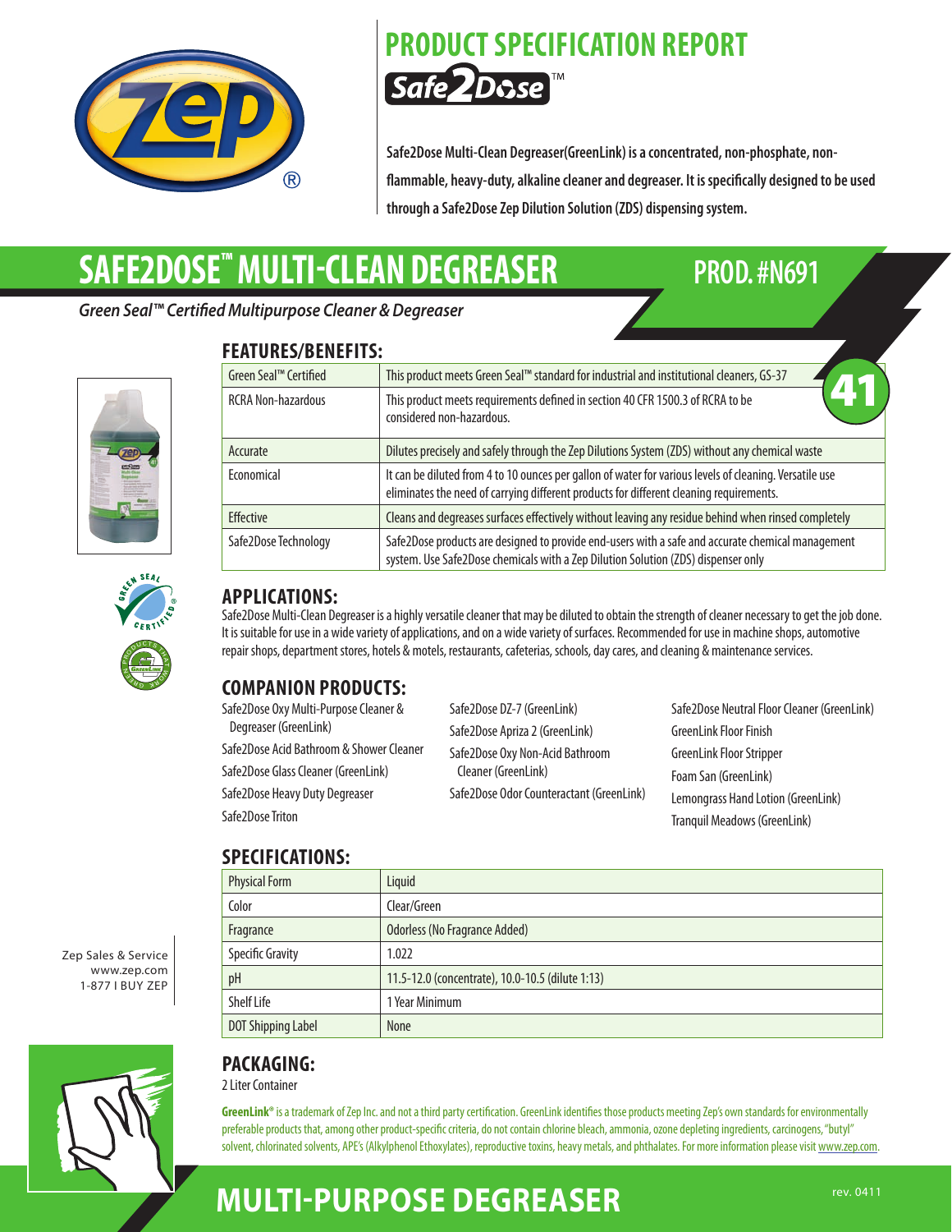# PRODUCT SPECIFICATION REPORT

Safe2Dose™

**Safe2Dose Multi-Clean Degreaser(GreenLink) is a concentrated, non-phosphate, non-flammable, heavy-duty, alkaline cleaner and degreaser. It is specifically designed to be used through a Safe2Dose Zep Dilution Solution (ZDS) dispensing system.**

# SAFE2DOSE™ MULTI-CLEAN DEGREASER PROD. #N691

*Green Seal™ Certified Multipurpose Cleaner & Degreaser*

41

## FEATURES/BENEFITS:

| | |
|---|---|
| Green Seal™ Certified | This product meets Green Seal™ standard for industrial and institutional cleaners, GS-37 |
| RCRA Non-hazardous | This product meets requirements defined in section 40 CFR 1500.3 of RCRA to be considered non-hazardous. |
| Accurate | Dilutes precisely and safely through the Zep Dilutions System (ZDS) without any chemical waste |
| Economical | It can be diluted from 4 to 10 ounces per gallon of water for various levels of cleaning. Versatile use eliminates the need of carrying different products for different cleaning requirements. |
| Effective | Cleans and degreases surfaces effectively without leaving any residue behind when rinsed completely |
| Safe2Dose Technology | Safe2Dose products are designed to provide end-users with a safe and accurate chemical management system. Use Safe2Dose chemicals with a Zep Dilution Solution (ZDS) dispenser only |

## APPLICATIONS:

Safe2Dose Multi-Clean Degreaser is a highly versatile cleaner that may be diluted to obtain the strength of cleaner necessary to get the job done. It is suitable for use in a wide variety of applications, and on a wide variety of surfaces. Recommended for use in machine shops, automotive repair shops, department stores, hotels & motels, restaurants, cafeterias, schools, day cares, and cleaning & maintenance services.

## COMPANION PRODUCTS:

- Safe2Dose Oxy Multi-Purpose Cleaner & Degreaser (GreenLink)
- Safe2Dose Acid Bathroom & Shower Cleaner
- Safe2Dose Glass Cleaner (GreenLink)
- Safe2Dose Heavy Duty Degreaser
- Safe2Dose Triton
- Safe2Dose DZ-7 (GreenLink)
- Safe2Dose Apriza 2 (GreenLink)
- Safe2Dose Oxy Non-Acid Bathroom Cleaner (GreenLink)
- Safe2Dose Odor Counteractant (GreenLink)
- Safe2Dose Neutral Floor Cleaner (GreenLink)
- GreenLink Floor Finish
- GreenLink Floor Stripper
- Foam San (GreenLink)
- Lemongrass Hand Lotion (GreenLink)
- Tranquil Meadows (GreenLink)

## SPECIFICATIONS:

| | |
|---|---|
| Physical Form | Liquid |
| Color | Clear/Green |
| Fragrance | Odorless (No Fragrance Added) |
| Specific Gravity | 1.022 |
| pH | 11.5-12.0 (concentrate), 10.0-10.5 (dilute 1:13) |
| Shelf Life | 1 Year Minimum |
| DOT Shipping Label | None |

Zep Sales & Service
www.zep.com
1-877 I BUY ZEP

## PACKAGING:

2 Liter Container

**GreenLink®** is a trademark of Zep Inc. and not a third party certification. GreenLink identifies those products meeting Zep's own standards for environmentally preferable products that, among other product-specific criteria, do not contain chlorine bleach, ammonia, ozone depleting ingredients, carcinogens, "butyl" solvent, chlorinated solvents, APE's (Alkylphenol Ethoxylates), reproductive toxins, heavy metals, and phthalates. For more information please visit www.zep.com.

# MULTI-PURPOSE DEGREASER

rev. 0411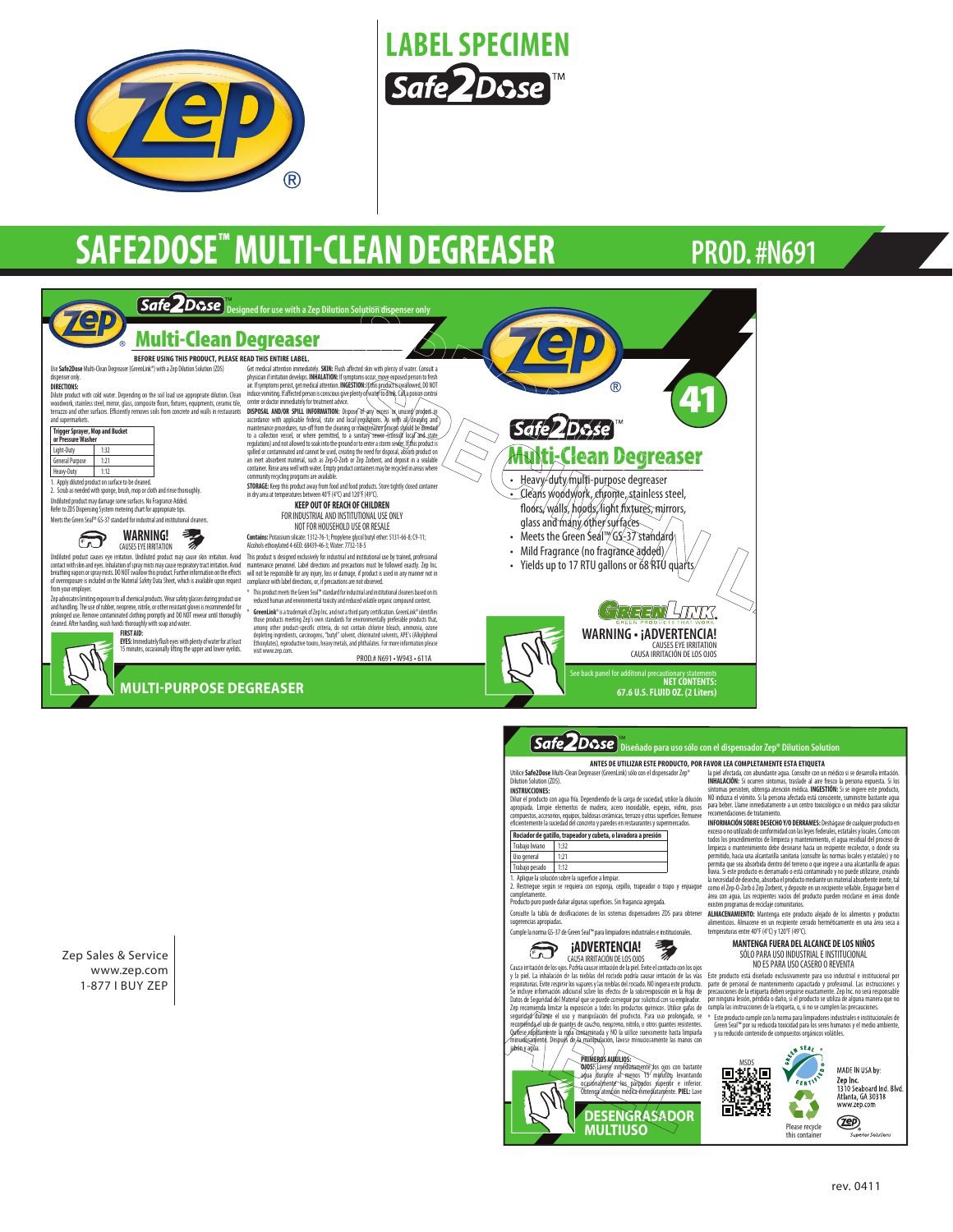# LABEL SPECIMEN

Safe2Dose™

# SAFE2DOSE™ MULTI-CLEAN DEGREASER

## PROD. #N691

Safe2Dose™ Designed for use with a Zep Dilution Solution dispenser only

## Multi-Clean Degreaser

**BEFORE USING THIS PRODUCT, PLEASE READ THIS ENTIRE LABEL.**

Use **Safe2Dose** Multi-Clean Degreaser (GreenLink®) with a Zep Dilution Solution (ZDS) dispenser only.

**DIRECTIONS:**

Dilute product with cold water. Depending on the soil load use appropriate dilution. Clean woodwork, stainless steel, mirror, glass, composite floors, fixtures, equipments, ceramic tile, terrazzo and other surfaces. Efficiently removes soils from concrete and walls in restaurants and supermarkets.

| Trigger Sprayer, Mop and Bucket or Pressure Washer | |
|---|---|
| Light-Duty | 1:32 |
| General Purpose | 1:21 |
| Heavy-Duty | 1:12 |

1. Apply diluted product on surface to be cleaned.
2. Scrub as needed with sponge, brush, mop or cloth and rinse thoroughly.

Undiluted product may damage some surfaces. No Fragrance Added.

Refer to ZDS Dispensing System metering chart for appropriate tips.

Meets the Green Seal™ GS-37 standard for industrial and institutional cleaners.

**WARNING!**
CAUSES EYE IRRITATION

Undiluted product causes eye irritation. Undiluted product may cause skin irritation. Avoid contact with skin and eyes. Inhalation of spray mists may cause respiratory tract irritation. Avoid breathing vapors or spray mists. DO NOT swallow this product. Further information on the effects of overexposure is included on the Material Safety Data Sheet, which is available upon request from your employer.

Zep advocates limiting exposure to all chemical products. Wear safety glasses during product use and handling. The use of rubber, neoprene, nitrile, or other resistant gloves is recommended for prolonged use. Remove contaminated clothing promptly and DO NOT rewear until thoroughly cleaned. After handling, wash hands thoroughly with soap and water.

**FIRST AID:**
**EYES:** Immediately flush eyes with plenty of water for at least 15 minutes, occasionally lifting the upper and lower eyelids. Get medical attention immediately. **SKIN:** Flush affected skin with plenty of water. Consult a physician if irritation develops. **INHALATION:** If symptoms occur, move exposed person to fresh air. If symptoms persist, get medical attention. **INGESTION:** If this product is swallowed, DO NOT induce vomiting. If affected person is conscious give plenty of water to drink. Call a poison control center or doctor immediately for treatment advice.

**DISPOSAL AND/OR SPILL INFORMATION:** Dispose of any excess or unused product in accordance with applicable federal, state and local regulations. As with all cleaning and maintenance procedures, run-off from the cleaning or maintenance process should be directed to a collection vessel, or where permitted, to a sanitary sewer (consult local and state regulations) and not allowed to soak into the ground or to enter a storm sewer. If this product is spilled or contaminated and cannot be used, creating the need for disposal, absorb product on an inert absorbent material, such as Zep-O-Zorb or Zep Zorbent, and deposit in a sealable container. Rinse area well with water. Empty product containers may be recycled in areas where community recycling programs are available.

**STORAGE:** Keep this product away from food and food products. Store tightly closed container in dry area at temperatures between 40°F (4°C) and 120°F (49°C).

**KEEP OUT OF REACH OF CHILDREN**
FOR INDUSTRIAL AND INSTITUTIONAL USE ONLY
NOT FOR HOUSEHOLD USE OR RESALE

**Contains:** Potassium silicate: 1312-76-1; Propylene glycol butyl ether: 5131-66-8; C9-11; Alcohols ethoxylated 4-6EO: 68439-46-3; Water: 7732-18-5

This product is designed exclusively for industrial and institutional use by trained, professional maintenance personnel. Label directions and precautions must be followed exactly. Zep Inc. will not be responsible for any injury, loss or damage, if product is used in any manner not in compliance with label directions, or, if precautions are not observed.

* This product meets the Green Seal™ standard for industrial and institutional cleaners based on its reduced human and environmental toxicity and reduced volatile organic compound content.

* **GreenLink**® is a trademark of Zep Inc. and not a third party certification. GreenLink® identifies those products meeting Zep's own standards for environmentally preferable products that, among other product-specific criteria, do not contain chlorine bleach, ammonia, ozone depleting ingredients, carcinogens, "butyl" solvent, chlorinated solvents, APE's (Alkylphenol Ethoxylates), reproductive toxins, heavy metals, and phthalates. For more information please visit www.zep.com.

PROD.# N691 • W943 • 611A

**MULTI-PURPOSE DEGREASER**

---

41

Safe2Dose™

## Multi-Clean Degreaser

- Heavy-duty multi-purpose degreaser
- Cleans woodwork, chrome, stainless steel, floors, walls, hoods, light fixtures, mirrors, glass and many other surfaces
- Meets the Green Seal™ GS-37 standard
- Mild Fragrance (no fragrance added)
- Yields up to 17 RTU gallons or 68 RTU quarts

GREENLINK. GREEN PRODUCTS THAT WORK

**WARNING • ¡ADVERTENCIA!**
CAUSES EYE IRRITATION
CAUSA IRRITACIÓN DE LOS OJOS

See back panel for additonal precautionary statements

**NET CONTENTS:**
**67.6 U.S. FLUID OZ. (2 Liters)**

---

Safe2Dose™ Diseñado para uso sólo con el dispensador Zep® Dilution Solution

**ANTES DE UTILIZAR ESTE PRODUCTO, POR FAVOR LEA COMPLETAMENTE ESTA ETIQUETA**

Utilice **Safe2Dose** Multi-Clean Degreaser (GreenLink) sólo con el dispensador Zep® Dilution Solution (ZDS).

**INSTRUCCIONES:**

Diluir el producto con agua fría. Dependiendo de la carga de suciedad, utilice la dilución apropiada. Limpie elementos de madera, acero inoxidable, espejos, vidrio, pisos compuestos, accesorios, equipos, baldosas cerámicas, terrazo y otras superficies. Remueve eficientemente la suciedad del concreto y paredes en restaurantes y supermercados.

| Rociador de gatillo, trapeador y cubeta, o lavadora a presión | |
|---|---|
| Trabajo liviano | 1:32 |
| Uso general | 1:21 |
| Trabajo pesado | 1:12 |

1. Aplique la solución sobre la superficie a limpiar.
2. Restriegue según se requiera con esponja, cepillo, trapeador o trapo y enjuague completamente.

Producto puro puede dañar algunas superficies. Sin fragancia agregada.

Consulte la tabla de dosificaciones de los sistemas dispensadores ZDS para obtener sugerencias apropiadas.

Cumple la norma GS-37 de Green Seal™ para limpiadores industriales e institucionales.

**¡ADVERTENCIA!**
CAUSA IRRITACIÓN DE LOS OJOS

Causa irritación de los ojos. Podría causar irritación de la piel. Evite el contacto con los ojos y la piel. La inhalación de las nieblas del rociado podría causar irritación de las vías respiratorias. Evite respirar los vapores y las nieblas del rociado. NO ingiera este producto. Se incluye información adicional sobre los efectos de la sobreexposición en la Hoja de Datos de Seguridad del Material que se puede conseguir por solicitud con su empleador.

Zep recomienda limitar la exposición a todos los productos químicos. Utilice gafas de seguridad durante el uso y manipulación del producto. Para uso prolongado, se recomienda el uso de guantes de caucho, neopreno, nitrilo, u otros guantes resistentes. Quítese rápidamente la ropa contaminada y NO la utilice nuevamente hasta limpiarla minuciosamente. Después de la manipulación, lávese minuciosamente las manos con jabón y agua.

**PRIMEROS AUXILIOS:**
**OJOS:** Lávese inmediatamente los ojos con bastante agua durante al menos 15 minutos, levantando ocasionalmente los párpados superior e inferior. Obtenga atención médica inmediatamente. **PIEL:** Lave la piel afectada, con abundante agua. Consulte con un médico si se desarrolla irritación. **INHALACIÓN:** Si ocurren síntomas, traslade al aire fresco la persona expuesta. Si los síntomas persisten, obtenga atención médica. **INGESTIÓN:** Si se ingiere este producto, NO induzca el vómito. Si la persona afectada está consciente, suministre bastante agua para beber. Llame inmediatamente a un centro toxicológico o un médico para solicitar recomendaciones de tratamiento.

**INFORMACIÓN SOBRE DESECHO Y/O DERRAMES:** Deshágase de cualquier producto en exceso o no utilizado de conformidad con las leyes federales, estatales y locales. Como con todos los procedimientos de limpieza y mantenimiento, el agua residual del proceso de limpieza o mantenimiento debe desviarse hacia un recipiente recolector, o donde sea permitido, hacia una alcantarilla sanitaria (consulte las normas locales y estatales) y no permita que sea absorbida dentro del terreno o que ingrese a una alcantarilla de aguas lluvia. Si este producto es derramado o está contaminado y no puede utilizarse, creando la necesidad de desecho, absorba el producto mediante un material absorbente inerte, tal como el Zep-O-Zorb ó Zep Zorbent, y deposite en un recipiente sellable. Enjuague bien el área con agua. Los recipientes vacíos del producto pueden reciclarse en áreas donde existen programas de reciclaje comunitarios.

**ALMACENAMIENTO:** Mantenga este producto alejado de los alimentos y productos alimenticios. Almacene en un recipiente cerrado herméticamente en una área seca a temperaturas entre 40°F (4°C) y 120°F (49°C).

**MANTENGA FUERA DEL ALCANCE DE LOS NIÑOS**
SÓLO PARA USO INDUSTRIAL E INSTITUCIONAL
NO ES PARA USO CASERO O REVENTA

Este producto está diseñado exclusivamente para uso industrial e institucional por parte de personal de mantenimiento capacitado y profesional. Las instrucciones y precauciones de la etiqueta deben seguirse exactamente. Zep Inc. no será responsable por ninguna lesión, pérdida o daño, si el producto se utiliza de alguna manera que no cumpla las instrucciones de la etiqueta, o, si no se cumplen las precauciones.

* Este producto cumple con la norma para limpiadores industriales e institucionales de Green Seal™ por su reducida toxicidad para los seres humanos y el medio ambiente, y su reducido contenido de compuestos orgánicos volátiles.

**DESENGRASADOR MULTIUSO**

MSDS

GREEN SEAL CERTIFIED

Please recycle this container

MADE IN USA by:
Zep Inc.
1310 Seaboard Ind. Blvd.
Atlanta, GA 30318
www.zep.com

Zep Superior Solutions

---

Zep Sales & Service
www.zep.com
1-877 I BUY ZEP

rev. 0411